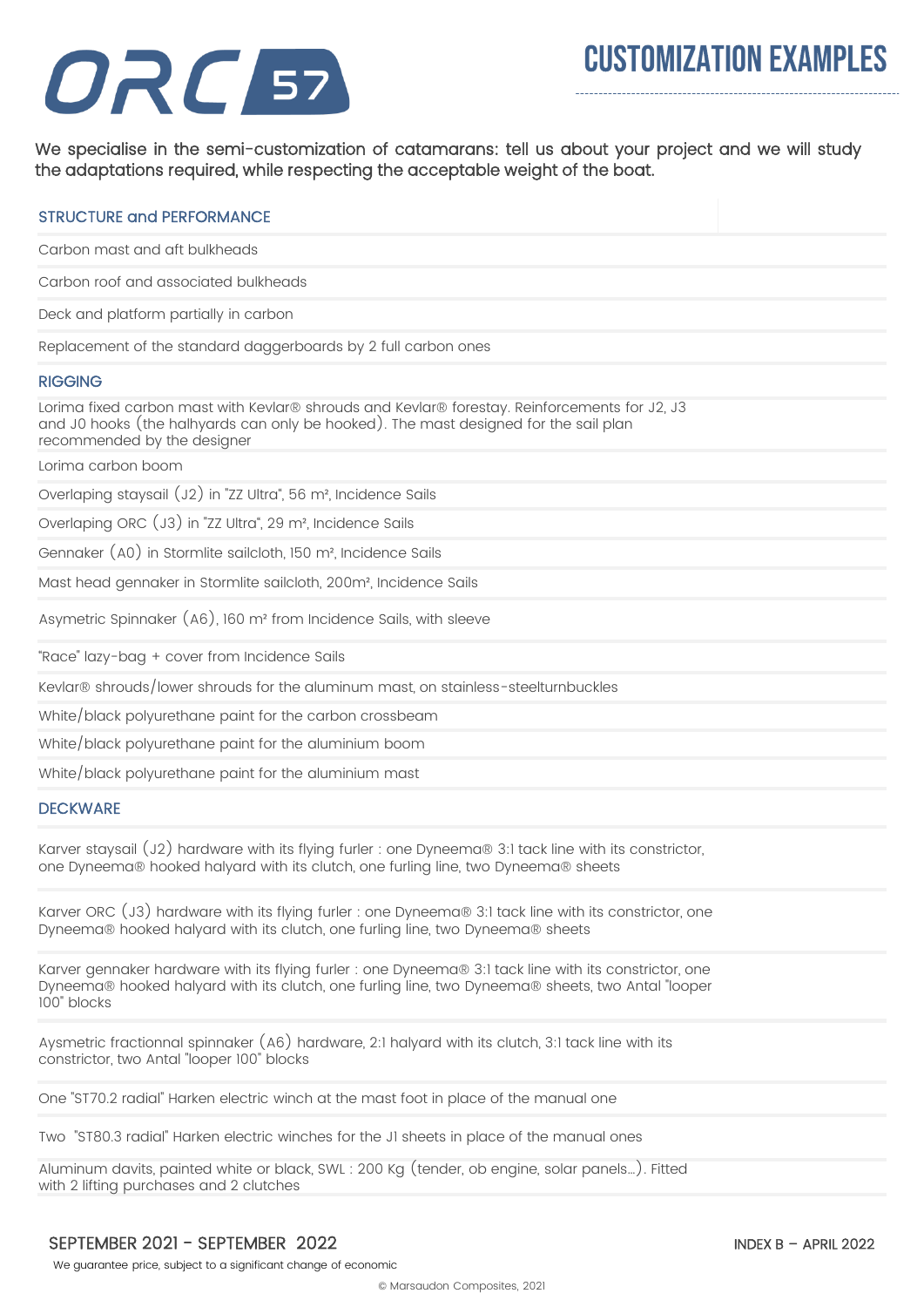# ORC 57

## CUSTOMIZATION EXAMPLES

We specialise in the semi-customization of catamarans: tell us about your project and we will study the adaptations required, while respecting the acceptable weight of the boat.

### STRUCTURE and PERFORMANCE

Carbon mast and aft bulkheads

Carbon roof and associated bulkheads

Deck and platform partially in carbon

Replacement of the standard daggerboards by 2 full carbon ones

### RIGGING

Lorima fixed carbon mast with Kevlar® shrouds and Kevlar® forestay. Reinforcements for J2, J3 and J0 hooks (the halhyards can only be hooked). The mast designed for the sail plan recommended by the designer

Lorima carbon boom

Overlaping staysail (J2) in "ZZ Ultra", 56 m², Incidence Sails

Overlaping ORC (J3) in "ZZ Ultra", 29 m², Incidence Sails

Gennaker (A0) in Stormlite sailcloth, 150 m², Incidence Sails

Mast head gennaker in Stormlite sailcloth, 200m², Incidence Sails

Asymetric Spinnaker (A6), 160 m² from Incidence Sails, with sleeve

"Race" lazy-bag + cover from Incidence Sails

Kevlar® shrouds/lower shrouds for the aluminum mast, on stainless-steelturnbuckles

White/black polyurethane paint for the carbon crossbeam

White/black polyurethane paint for the aluminium boom

White/black polyurethane paint for the aluminium mast

### DECKWARE

Karver staysail (J2) hardware with its flying furler : one Dyneema® 3:1 tack line with its constrictor, one Dyneema® hooked halyard with its clutch, one furling line, two Dyneema® sheets

Karver ORC (J3) hardware with its flying furler : one Dyneema® 3:1 tack line with its constrictor, one Dyneema® hooked halyard with its clutch, one furling line, two Dyneema® sheets

Karver gennaker hardware with its flying furler : one Dyneema® 3:1 tack line with its constrictor, one Dyneema® hooked halyard with its clutch, one furling line, two Dyneema® sheets, two Antal "looper 100" blocks

Aysmetric fractionnal spinnaker (A6) hardware, 2:1 halyard with its clutch, 3:1 tack line with its constrictor, two Antal "looper 100" blocks

One "ST70.2 radial" Harken electric winch at the mast foot in place of the manual one

Two "ST80.3 radial" Harken electric winches for the J1 sheets in place of the manual ones

Aluminum davits, painted white or black, SWL : 200 Kg (tender, ob engine, solar panels...). Fitted with 2 lifting purchases and 2 clutches

SEPTEMBER 2021 – SEPTEMBER 2022

We guarantee price, subject to a significant change of economic

INDEX B – APRIL 2022

© Marsaudon Composites, 2021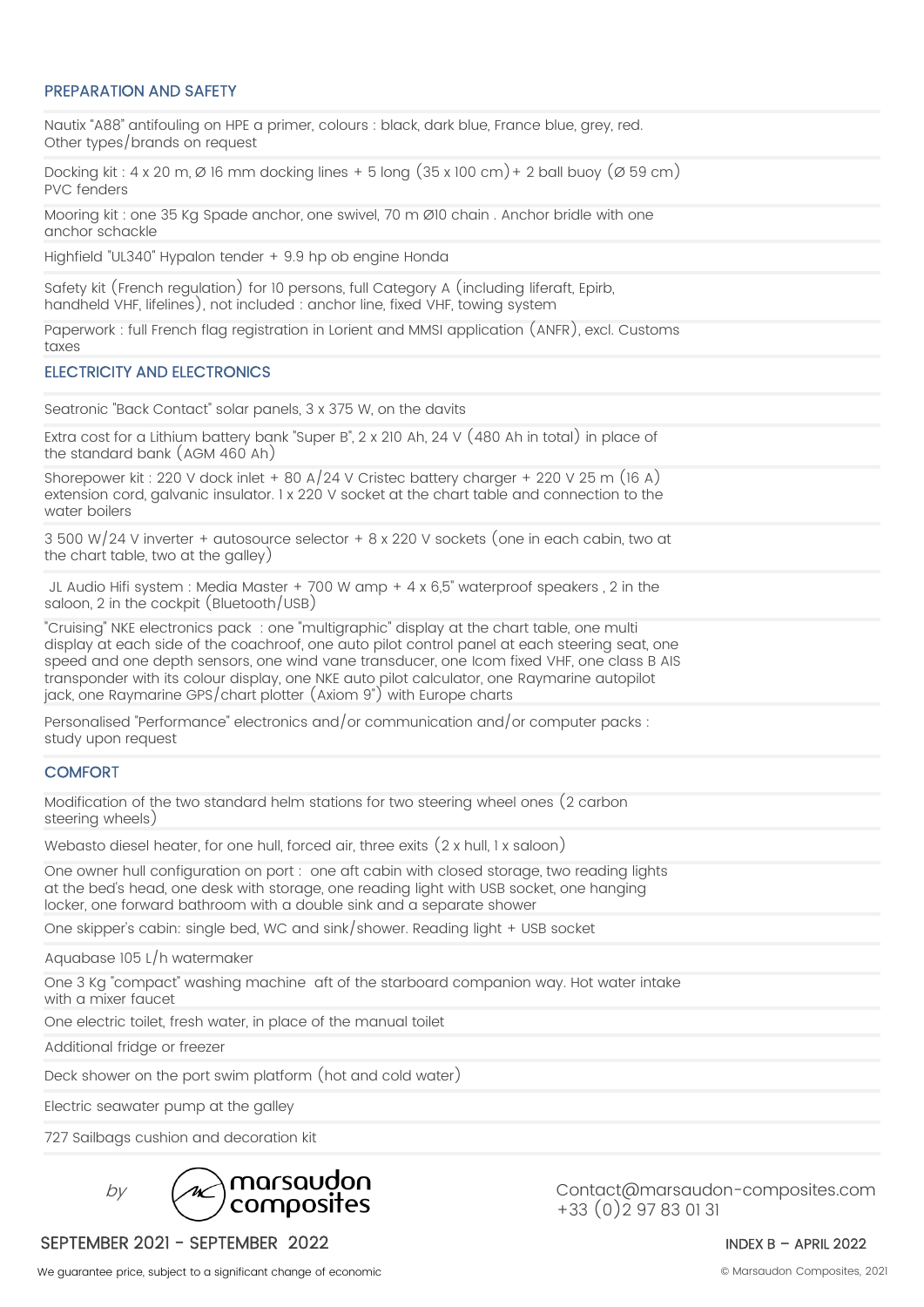## PREPARATION AND SAFETY

Nautix "A88" antifouling on HPE a primer, colours : black, dark blue, France blue, grey, red. Other types/brands on request

Docking kit : 4 x 20 m, Ø 16 mm docking lines + 5 long (35 x 100 cm)+ 2 ball buoy (Ø 59 cm) PVC fenders

Mooring kit : one 35 Kg Spade anchor, one swivel, 70 m Ø10 chain . Anchor bridle with one anchor schackle

Highfield "UL340" Hypalon tender + 9.9 hp ob engine Honda

Safety kit (French regulation) for 10 persons, full Category A (including liferaft, Epirb, handheld VHF, lifelines), not included : anchor line, fixed VHF, towing system

Paperwork : full French flag registration in Lorient and MMSI application (ANFR), excl. Customs taxes

## ELECTRICITY AND ELECTRONICS

Seatronic "Back Contact" solar panels, 3 x 375 W, on the davits

Extra cost for a Lithium battery bank "Super B", 2 x 210 Ah, 24 V (480 Ah in total) in place of the standard bank (AGM 460 Ah)

Shorepower kit : 220 V dock inlet + 80 A/24 V Cristec battery charger + 220 V 25 m (16 A) extension cord, galvanic insulator. 1 x 220 V socket at the chart table and connection to the water boilers

3 500 W/24 V inverter + autosource selector + 8 x 220 V sockets (one in each cabin, two at the chart table, two at the galley)

JL Audio Hifi system : Media Master + 700 W amp + 4 x 6,5" waterproof speakers , 2 in the saloon, 2 in the cockpit (Bluetooth/USB)

"Cruising" NKE electronics pack : one "multigraphic" display at the chart table, one multi display at each side of the coachroof, one auto pilot control panel at each steering seat, one speed and one depth sensors, one wind vane transducer, one Icom fixed VHF, one class B AIS transponder with its colour display, one NKE auto pilot calculator, one Raymarine autopilot jack, one Raymarine GPS/chart plotter (Axiom 9") with Europe charts

Personalised "Performance" electronics and/or communication and/or computer packs : study upon request

## COMFORT

Modification of the two standard helm stations for two steering wheel ones (2 carbon steering wheels)

Webasto diesel heater, for one hull, forced air, three exits (2 x hull, 1 x saloon)

One owner hull configuration on port : one aft cabin with closed storage, two reading lights at the bed's head, one desk with storage, one reading light with USB socket, one hanging locker, one forward bathroom with a double sink and a separate shower

One skipper's cabin: single bed, WC and sink/shower. Reading light + USB socket

Aquabase 105 L/h watermaker

One 3 Kg "compact" washing machine aft of the starboard companion way. Hot water intake with a mixer faucet

One electric toilet, fresh water, in place of the manual toilet

Additional fridge or freezer

Deck shower on the port swim platform (hot and cold water)

Electric seawater pump at the galley

727 Sailbags cushion and decoration kit

by marsaudon composites

Contact@marsaudon-composites.com
+33 (0)2 97 83 01 31

SEPTEMBER 2021 - SEPTEMBER 2022

INDEX B – APRIL 2022

We guarantee price, subject to a significant change of economic

© Marsaudon Composites, 2021